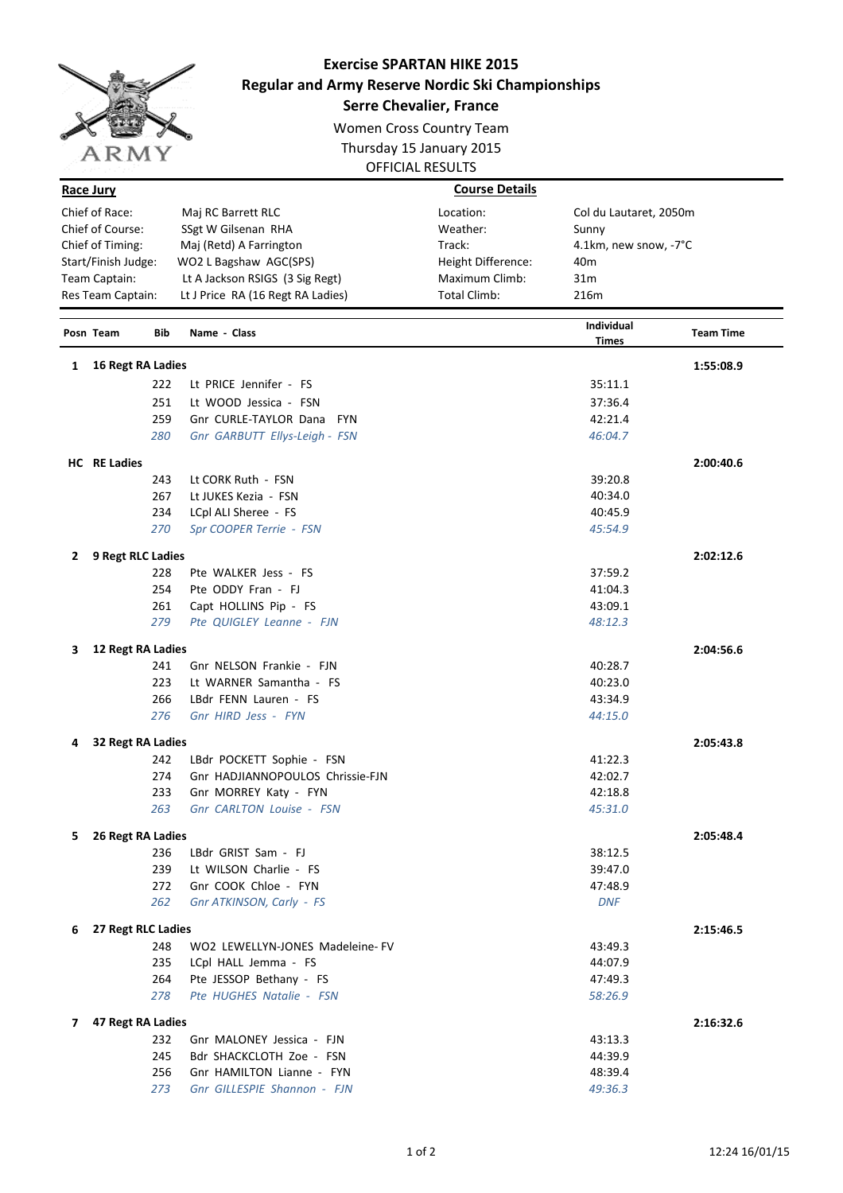# Exercise SPARTAN HIKE 2015

## Regular and Army Reserve Nordic Ski Championships

## Serre Chevalier, France

Women Cross Country Team

Thursday 15 January 2015

OFFICIAL RESULTS

| **Race Jury** | | **Course Details** | |
|---|---|---|---|
| Chief of Race: | Maj RC Barrett RLC | Location: | Col du Lautaret, 2050m |
| Chief of Course: | SSgt W Gilsenan RHA | Weather: | Sunny |
| Chief of Timing: | Maj (Retd) A Farrington | Track: | 4.1km, new snow, -7°C |
| Start/Finish Judge: | WO2 L Bagshaw AGC(SPS) | Height Difference: | 40m |
| Team Captain: | Lt A Jackson RSIGS (3 Sig Regt) | Maximum Climb: | 31m |
| Res Team Captain: | Lt J Price RA (16 Regt RA Ladies) | Total Climb: | 216m |

| Posn | Team | Bib | Name - Class | Individual Times | Team Time |
|---|---|---|---|---|---|
| 1 | 16 Regt RA Ladies | | | | 1:55:08.9 |
| | | 222 | Lt PRICE Jennifer - FS | 35:11.1 | |
| | | 251 | Lt WOOD Jessica - FSN | 37:36.4 | |
| | | 259 | Gnr CURLE-TAYLOR Dana FYN | 42:21.4 | |
| | | *280* | *Gnr GARBUTT Ellys-Leigh - FSN* | *46:04.7* | |
| HC | RE Ladies | | | | 2:00:40.6 |
| | | 243 | Lt CORK Ruth - FSN | 39:20.8 | |
| | | 267 | Lt JUKES Kezia - FSN | 40:34.0 | |
| | | 234 | LCpl ALI Sheree - FS | 40:45.9 | |
| | | *270* | *Spr COOPER Terrie - FSN* | *45:54.9* | |
| 2 | 9 Regt RLC Ladies | | | | 2:02:12.6 |
| | | 228 | Pte WALKER Jess - FS | 37:59.2 | |
| | | 254 | Pte ODDY Fran - FJ | 41:04.3 | |
| | | 261 | Capt HOLLINS Pip - FS | 43:09.1 | |
| | | *279* | *Pte QUIGLEY Leanne - FJN* | *48:12.3* | |
| 3 | 12 Regt RA Ladies | | | | 2:04:56.6 |
| | | 241 | Gnr NELSON Frankie - FJN | 40:28.7 | |
| | | 223 | Lt WARNER Samantha - FS | 40:23.0 | |
| | | 266 | LBdr FENN Lauren - FS | 43:34.9 | |
| | | *276* | *Gnr HIRD Jess - FYN* | *44:15.0* | |
| 4 | 32 Regt RA Ladies | | | | 2:05:43.8 |
| | | 242 | LBdr POCKETT Sophie - FSN | 41:22.3 | |
| | | 274 | Gnr HADJIANNOPOULOS Chrissie-FJN | 42:02.7 | |
| | | 233 | Gnr MORREY Katy - FYN | 42:18.8 | |
| | | *263* | *Gnr CARLTON Louise - FSN* | *45:31.0* | |
| 5 | 26 Regt RA Ladies | | | | 2:05:48.4 |
| | | 236 | LBdr GRIST Sam - FJ | 38:12.5 | |
| | | 239 | Lt WILSON Charlie - FS | 39:47.0 | |
| | | 272 | Gnr COOK Chloe - FYN | 47:48.9 | |
| | | *262* | *Gnr ATKINSON, Carly - FS* | *DNF* | |
| 6 | 27 Regt RLC Ladies | | | | 2:15:46.5 |
| | | 248 | WO2 LEWELLYN-JONES Madeleine- FV | 43:49.3 | |
| | | 235 | LCpl HALL Jemma - FS | 44:07.9 | |
| | | 264 | Pte JESSOP Bethany - FS | 47:49.3 | |
| | | *278* | *Pte HUGHES Natalie - FSN* | *58:26.9* | |
| 7 | 47 Regt RA Ladies | | | | 2:16:32.6 |
| | | 232 | Gnr MALONEY Jessica - FJN | 43:13.3 | |
| | | 245 | Bdr SHACKCLOTH Zoe - FSN | 44:39.9 | |
| | | 256 | Gnr HAMILTON Lianne - FYN | 48:39.4 | |
| | | *273* | *Gnr GILLESPIE Shannon - FJN* | *49:36.3* | |

12:24 16/01/15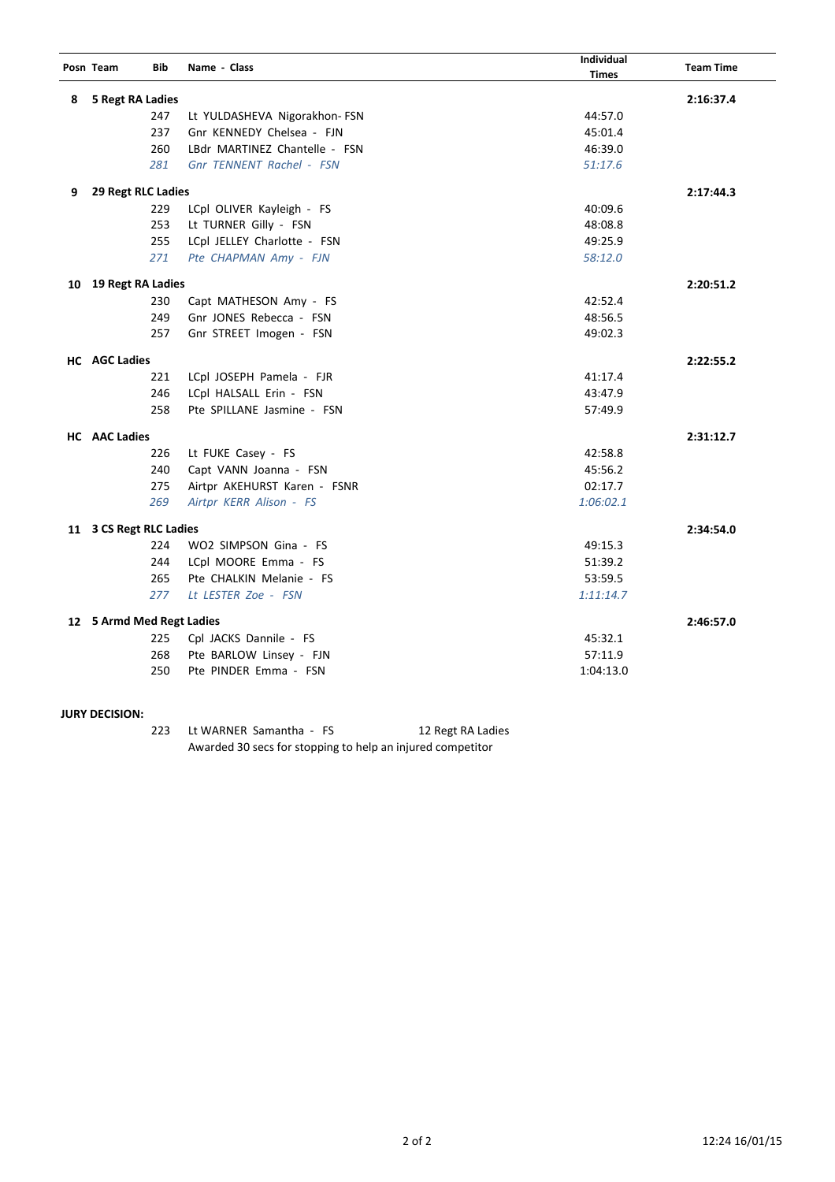| Posn | Team | Bib | Name - Class | Individual Times | Team Time |
|---|---|---|---|---|---|
| **8** | **5 Regt RA Ladies** | | | | **2:16:37.4** |
| | | 247 | Lt YULDASHEVA Nigorakhon- FSN | 44:57.0 | |
| | | 237 | Gnr KENNEDY Chelsea - FJN | 45:01.4 | |
| | | 260 | LBdr MARTINEZ Chantelle - FSN | 46:39.0 | |
| | | *281* | *Gnr TENNENT Rachel - FSN* | *51:17.6* | |
| **9** | **29 Regt RLC Ladies** | | | | **2:17:44.3** |
| | | 229 | LCpl OLIVER Kayleigh - FS | 40:09.6 | |
| | | 253 | Lt TURNER Gilly - FSN | 48:08.8 | |
| | | 255 | LCpl JELLEY Charlotte - FSN | 49:25.9 | |
| | | *271* | *Pte CHAPMAN Amy - FJN* | *58:12.0* | |
| **10** | **19 Regt RA Ladies** | | | | **2:20:51.2** |
| | | 230 | Capt MATHESON Amy - FS | 42:52.4 | |
| | | 249 | Gnr JONES Rebecca - FSN | 48:56.5 | |
| | | 257 | Gnr STREET Imogen - FSN | 49:02.3 | |
| **HC** | **AGC Ladies** | | | | **2:22:55.2** |
| | | 221 | LCpl JOSEPH Pamela - FJR | 41:17.4 | |
| | | 246 | LCpl HALSALL Erin - FSN | 43:47.9 | |
| | | 258 | Pte SPILLANE Jasmine - FSN | 57:49.9 | |
| **HC** | **AAC Ladies** | | | | **2:31:12.7** |
| | | 226 | Lt FUKE Casey - FS | 42:58.8 | |
| | | 240 | Capt VANN Joanna - FSN | 45:56.2 | |
| | | 275 | Airtpr AKEHURST Karen - FSNR | 02:17.7 | |
| | | *269* | *Airtpr KERR Alison - FS* | *1:06:02.1* | |
| **11** | **3 CS Regt RLC Ladies** | | | | **2:34:54.0** |
| | | 224 | WO2 SIMPSON Gina - FS | 49:15.3 | |
| | | 244 | LCpl MOORE Emma - FS | 51:39.2 | |
| | | 265 | Pte CHALKIN Melanie - FS | 53:59.5 | |
| | | *277* | *Lt LESTER Zoe - FSN* | *1:11:14.7* | |
| **12** | **5 Armd Med Regt Ladies** | | | | **2:46:57.0** |
| | | 225 | Cpl JACKS Dannile - FS | 45:32.1 | |
| | | 268 | Pte BARLOW Linsey - FJN | 57:11.9 | |
| | | 250 | Pte PINDER Emma - FSN | 1:04:13.0 | |

**JURY DECISION:**

223 Lt WARNER Samantha - FS — 12 Regt RA Ladies

Awarded 30 secs for stopping to help an injured competitor

12:24 16/01/15